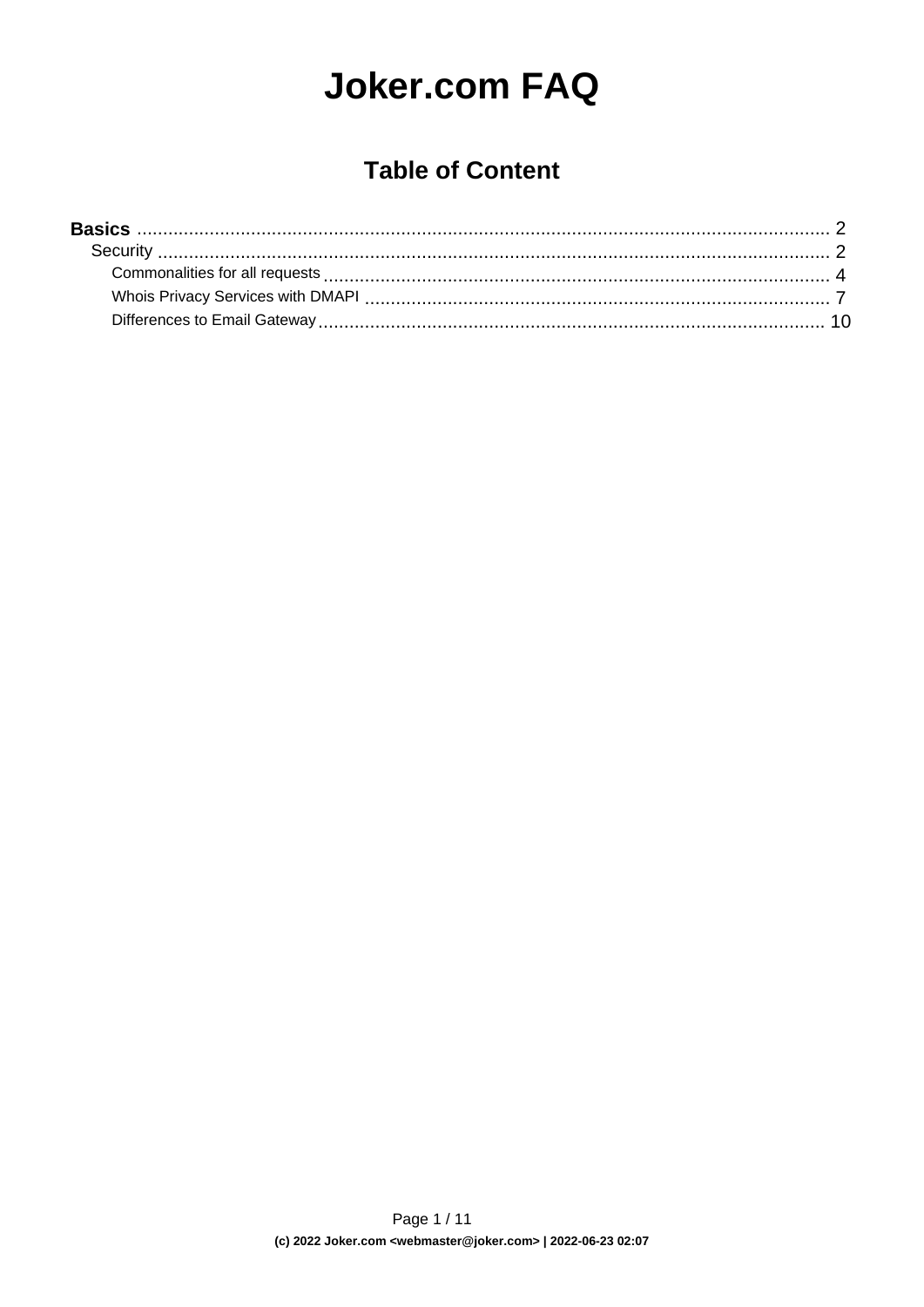# Joker.com FAQ

## Table of Content

- **Basics** ........ 2
  - Security ........ 2
    - Commonalities for all requests ........ 4
    - Whois Privacy Services with DMAPI ........ 7
    - Differences to Email Gateway ........ 10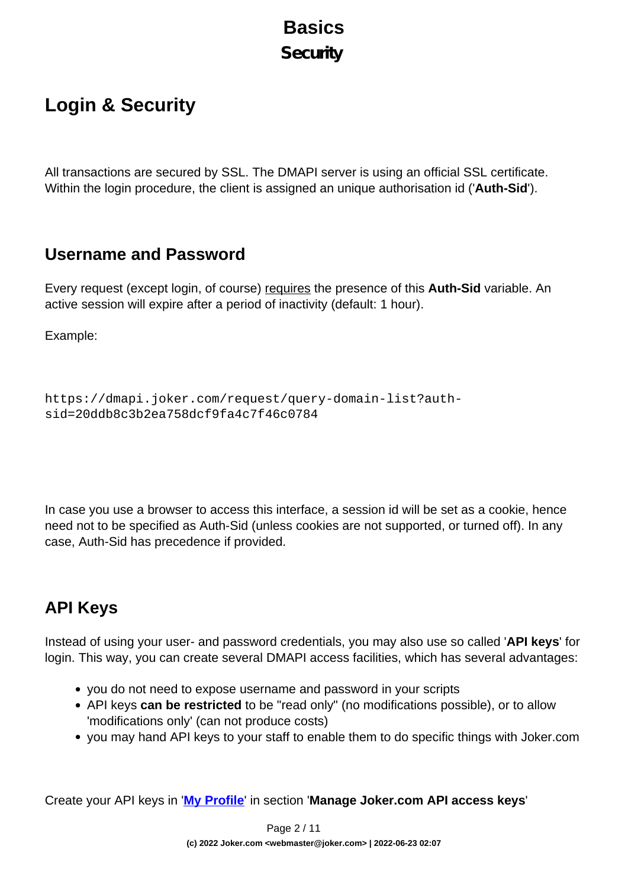## Login & Security

All transactions are secured by SSL. The DMAPI server is using an official SSL certificate. Within the login procedure, the client is assigned an unique authorisation id ('**Auth-Sid**').

### Username and Password

Every request (except login, of course) requires the presence of this **Auth-Sid** variable. An active session will expire after a period of inactivity (default: 1 hour).

Example:

```
https://dmapi.joker.com/request/query-domain-list?auth-sid=20ddb8c3b2ea758dcf9fa4c7f46c0784
```

In case you use a browser to access this interface, a session id will be set as a cookie, hence need not to be specified as Auth-Sid (unless cookies are not supported, or turned off). In any case, Auth-Sid has precedence if provided.

### API Keys

Instead of using your user- and password credentials, you may also use so called '**API keys**' for login. This way, you can create several DMAPI access facilities, which has several advantages:

- you do not need to expose username and password in your scripts
- API keys **can be restricted** to be "read only" (no modifications possible), or to allow 'modifications only' (can not produce costs)
- you may hand API keys to your staff to enable them to do specific things with Joker.com

Create your API keys in '**My Profile**' in section '**Manage Joker.com API access keys**'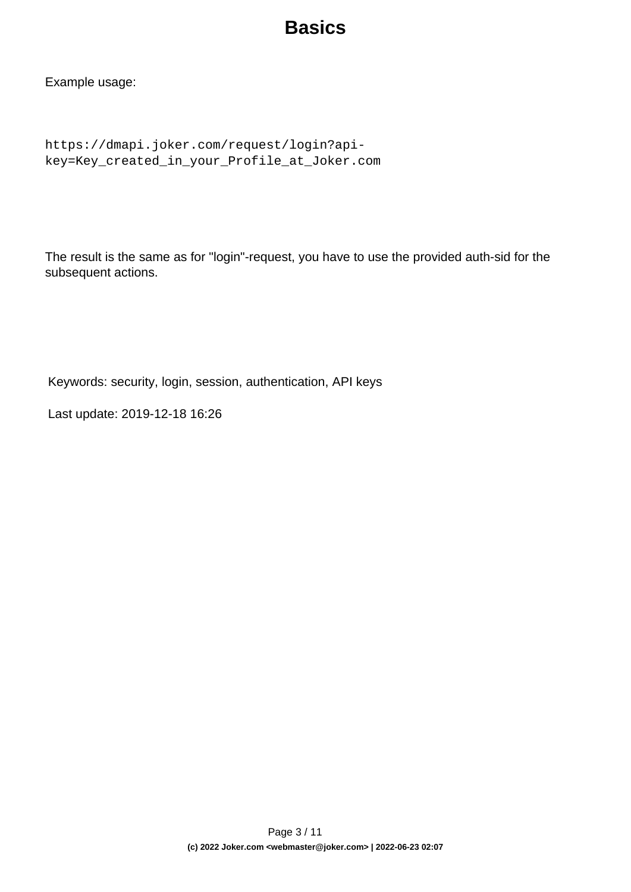# Basics

Example usage:

```
https://dmapi.joker.com/request/login?api-key=Key_created_in_your_Profile_at_Joker.com
```

The result is the same as for "login"-request, you have to use the provided auth-sid for the subsequent actions.

Keywords: security, login, session, authentication, API keys

Last update: 2019-12-18 16:26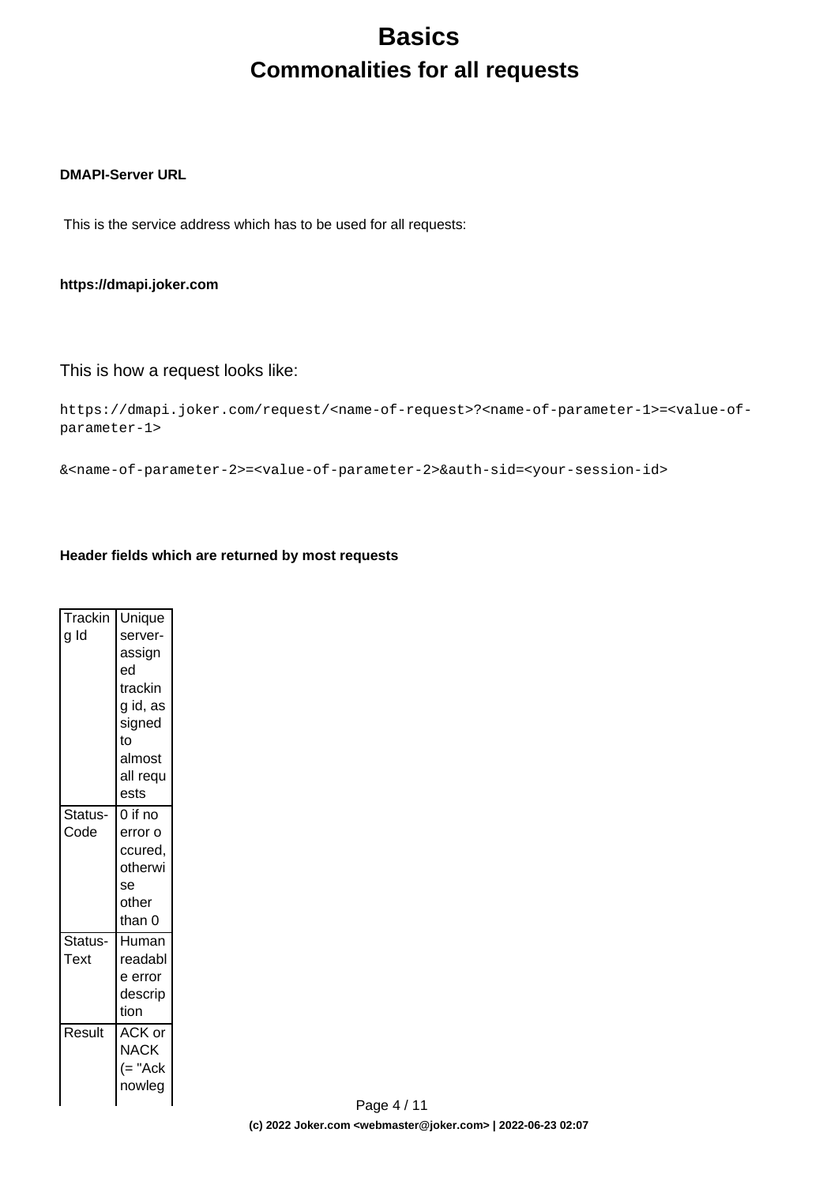# Basics

## Commonalities for all requests

**DMAPI-Server URL**

This is the service address which has to be used for all requests:

**https://dmapi.joker.com**

This is how a request looks like:

```
https://dmapi.joker.com/request/<name-of-request>?<name-of-parameter-1>=<value-of-parameter-1>

&<name-of-parameter-2>=<value-of-parameter-2>&auth-sid=<your-session-id>
```

**Header fields which are returned by most requests**

| | |
|---|---|
| Tracking Id | Unique server-assigned tracking id, assigned to almost all requests |
| Status-Code | 0 if no error occured, otherwise other than 0 |
| Status-Text | Human readable error description |
| Result | ACK or NACK (= "Acknowleg |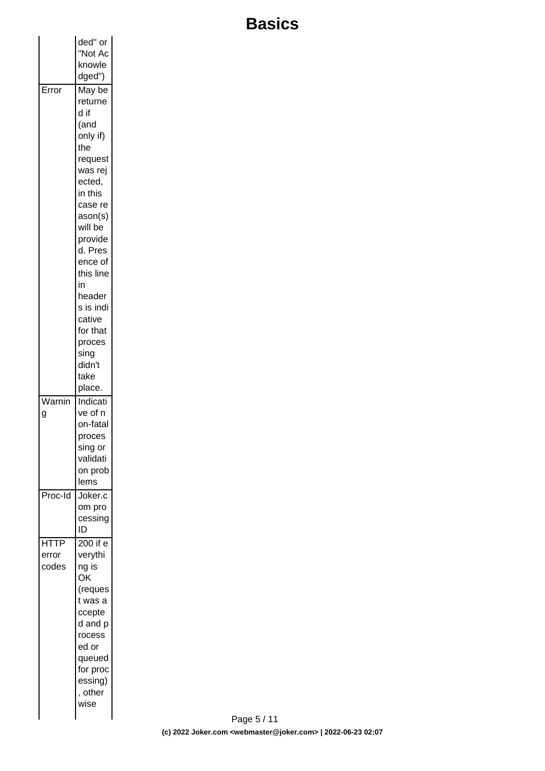| | |
|---|---|
| | ded" or "Not Acknowledged") |
| Error | May be returned if (and only if) the request was rejected, in this case reason(s) will be provided. Presence of this line in headers is indicative for that processing didn't take place. |
| Warning | Indicative of non-fatal processing or validation problems |
| Proc-Id | Joker.com processing ID |
| HTTP error codes | 200 if everything is OK (request was accepted and processed or queued for processing), otherwise |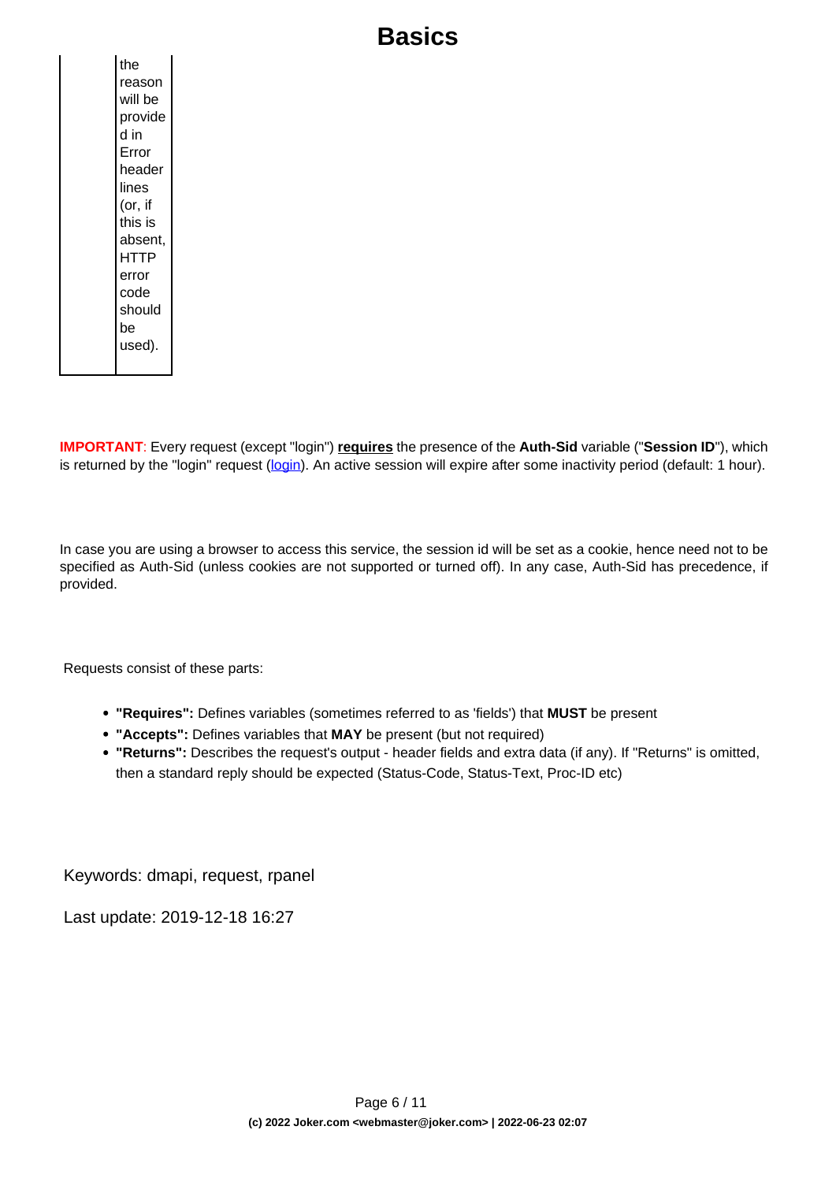| | |
|---|---|
| | the reason will be provided in Error header lines (or, if this is absent, HTTP error code should be used). |

**IMPORTANT**: Every request (except "login") **requires** the presence of the **Auth-Sid** variable ("**Session ID**"), which is returned by the "login" request (login). An active session will expire after some inactivity period (default: 1 hour).

In case you are using a browser to access this service, the session id will be set as a cookie, hence need not to be specified as Auth-Sid (unless cookies are not supported or turned off). In any case, Auth-Sid has precedence, if provided.

Requests consist of these parts:

- **"Requires":** Defines variables (sometimes referred to as 'fields') that **MUST** be present
- **"Accepts":** Defines variables that **MAY** be present (but not required)
- **"Returns":** Describes the request's output - header fields and extra data (if any). If "Returns" is omitted, then a standard reply should be expected (Status-Code, Status-Text, Proc-ID etc)

Keywords: dmapi, request, rpanel

Last update: 2019-12-18 16:27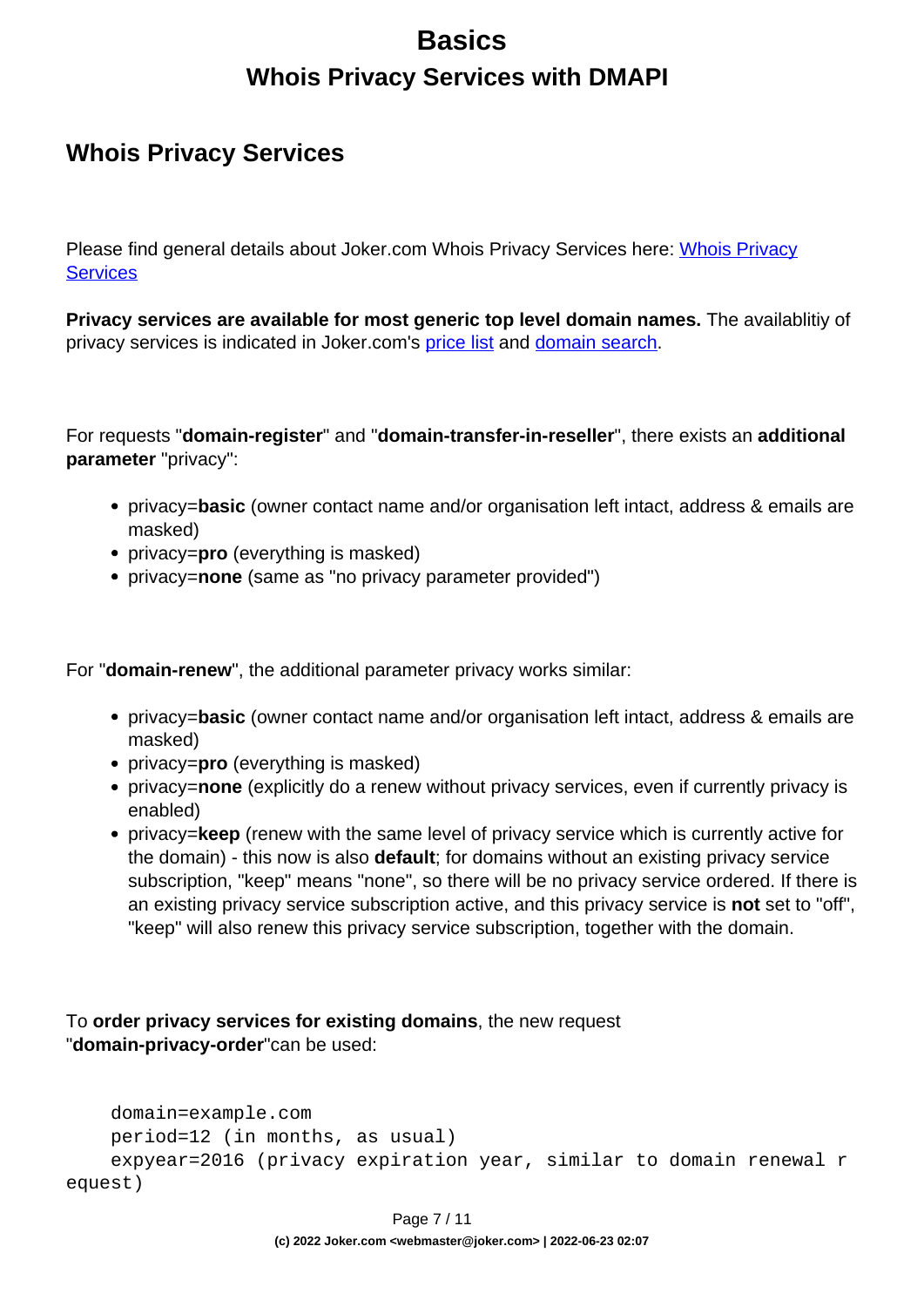# Basics

## Whois Privacy Services with DMAPI

## Whois Privacy Services

Please find general details about Joker.com Whois Privacy Services here: [Whois Privacy Services]

**Privacy services are available for most generic top level domain names.** The availablitiy of privacy services is indicated in Joker.com's [price list] and [domain search].

For requests "**domain-register**" and "**domain-transfer-in-reseller**", there exists an **additional parameter** "privacy":

- privacy=**basic** (owner contact name and/or organisation left intact, address & emails are masked)
- privacy=**pro** (everything is masked)
- privacy=**none** (same as "no privacy parameter provided")

For "**domain-renew**", the additional parameter privacy works similar:

- privacy=**basic** (owner contact name and/or organisation left intact, address & emails are masked)
- privacy=**pro** (everything is masked)
- privacy=**none** (explicitly do a renew without privacy services, even if currently privacy is enabled)
- privacy=**keep** (renew with the same level of privacy service which is currently active for the domain) - this now is also **default**; for domains without an existing privacy service subscription, "keep" means "none", so there will be no privacy service ordered. If there is an existing privacy service subscription active, and this privacy service is **not** set to "off", "keep" will also renew this privacy service subscription, together with the domain.

To **order privacy services for existing domains**, the new request "**domain-privacy-order**"can be used:

```
    domain=example.com
    period=12 (in months, as usual)
    expyear=2016 (privacy expiration year, similar to domain renewal request)
```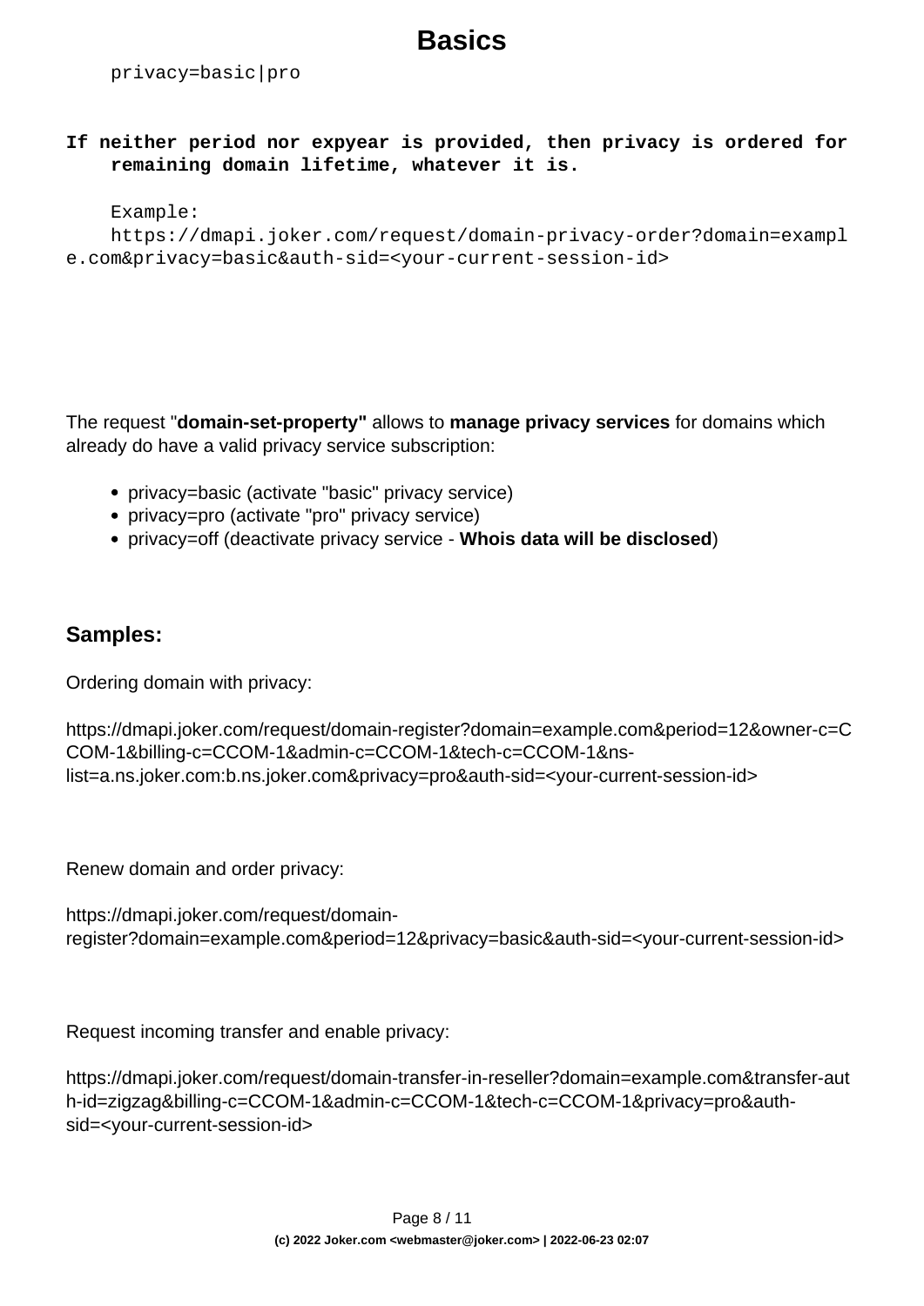```
privacy=basic|pro
```

**If neither period nor expyear is provided, then privacy is ordered for remaining domain lifetime, whatever it is.**

```
Example:
https://dmapi.joker.com/request/domain-privacy-order?domain=example.com&privacy=basic&auth-sid=<your-current-session-id>
```

The request "**domain-set-property"** allows to **manage privacy services** for domains which already do have a valid privacy service subscription:

- privacy=basic (activate "basic" privacy service)
- privacy=pro (activate "pro" privacy service)
- privacy=off (deactivate privacy service - **Whois data will be disclosed**)

### Samples:

Ordering domain with privacy:

https://dmapi.joker.com/request/domain-register?domain=example.com&period=12&owner-c=CCOM-1&billing-c=CCOM-1&admin-c=CCOM-1&tech-c=CCOM-1&ns-list=a.ns.joker.com:b.ns.joker.com&privacy=pro&auth-sid=<your-current-session-id>

Renew domain and order privacy:

https://dmapi.joker.com/request/domain-register?domain=example.com&period=12&privacy=basic&auth-sid=<your-current-session-id>

Request incoming transfer and enable privacy:

https://dmapi.joker.com/request/domain-transfer-in-reseller?domain=example.com&transfer-auth-id=zigzag&billing-c=CCOM-1&admin-c=CCOM-1&tech-c=CCOM-1&privacy=pro&auth-sid=<your-current-session-id>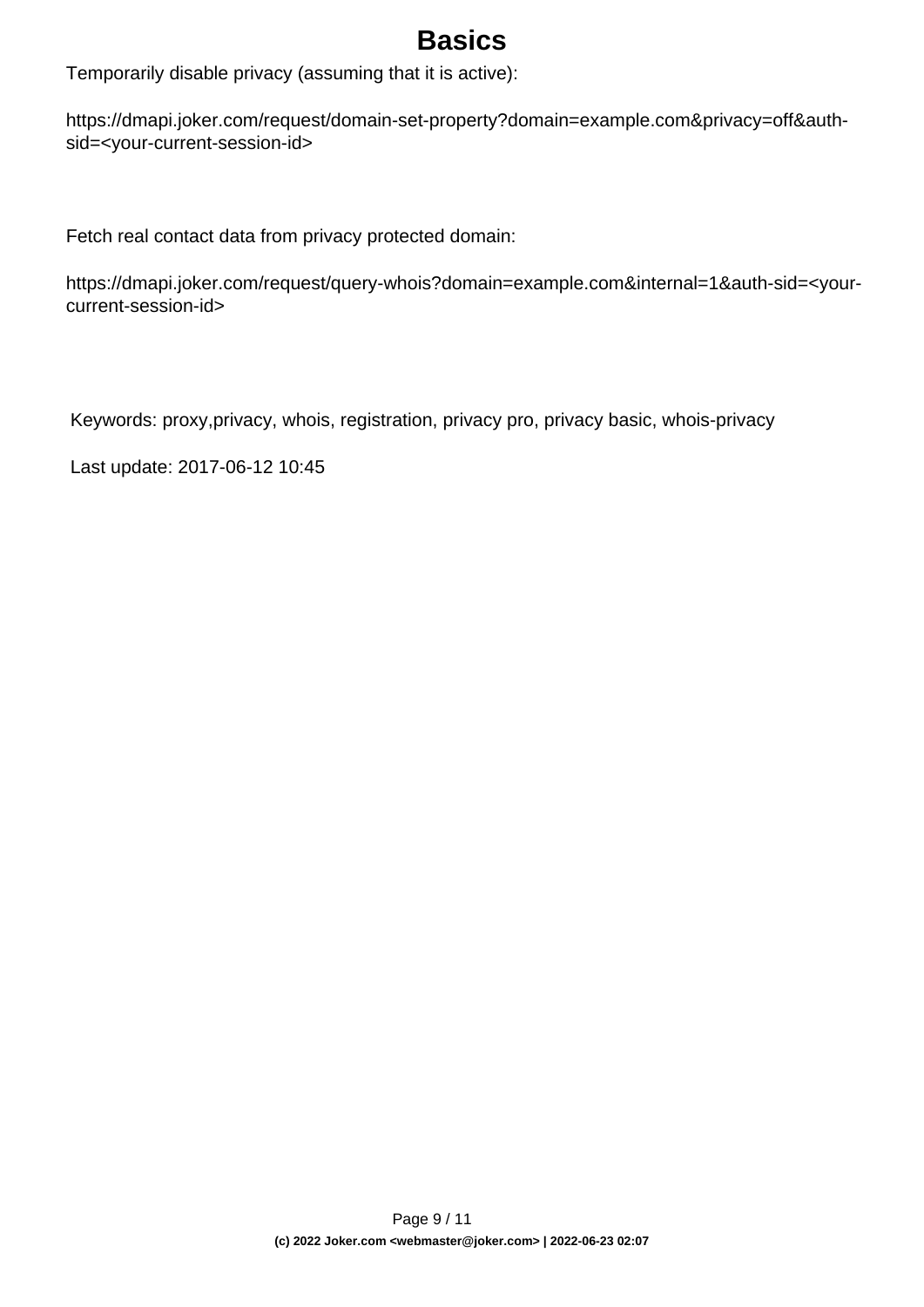# Basics

Temporarily disable privacy (assuming that it is active):

https://dmapi.joker.com/request/domain-set-property?domain=example.com&privacy=off&auth-sid=<your-current-session-id>

Fetch real contact data from privacy protected domain:

https://dmapi.joker.com/request/query-whois?domain=example.com&internal=1&auth-sid=<your-current-session-id>

Keywords: proxy,privacy, whois, registration, privacy pro, privacy basic, whois-privacy

Last update: 2017-06-12 10:45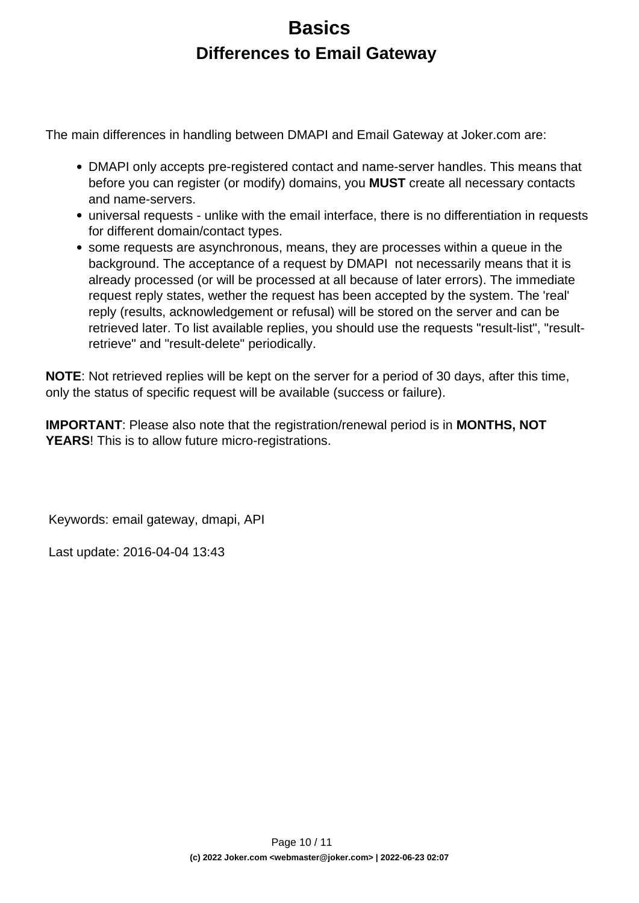# Basics

## Differences to Email Gateway

The main differences in handling between DMAPI and Email Gateway at Joker.com are:

- DMAPI only accepts pre-registered contact and name-server handles. This means that before you can register (or modify) domains, you **MUST** create all necessary contacts and name-servers.
- universal requests - unlike with the email interface, there is no differentiation in requests for different domain/contact types.
- some requests are asynchronous, means, they are processes within a queue in the background. The acceptance of a request by DMAPI  not necessarily means that it is already processed (or will be processed at all because of later errors). The immediate request reply states, wether the request has been accepted by the system. The 'real' reply (results, acknowledgement or refusal) will be stored on the server and can be retrieved later. To list available replies, you should use the requests "result-list", "result-retrieve" and "result-delete" periodically.

**NOTE**: Not retrieved replies will be kept on the server for a period of 30 days, after this time, only the status of specific request will be available (success or failure).

**IMPORTANT**: Please also note that the registration/renewal period is in **MONTHS, NOT YEARS**! This is to allow future micro-registrations.

Keywords: email gateway, dmapi, API

Last update: 2016-04-04 13:43